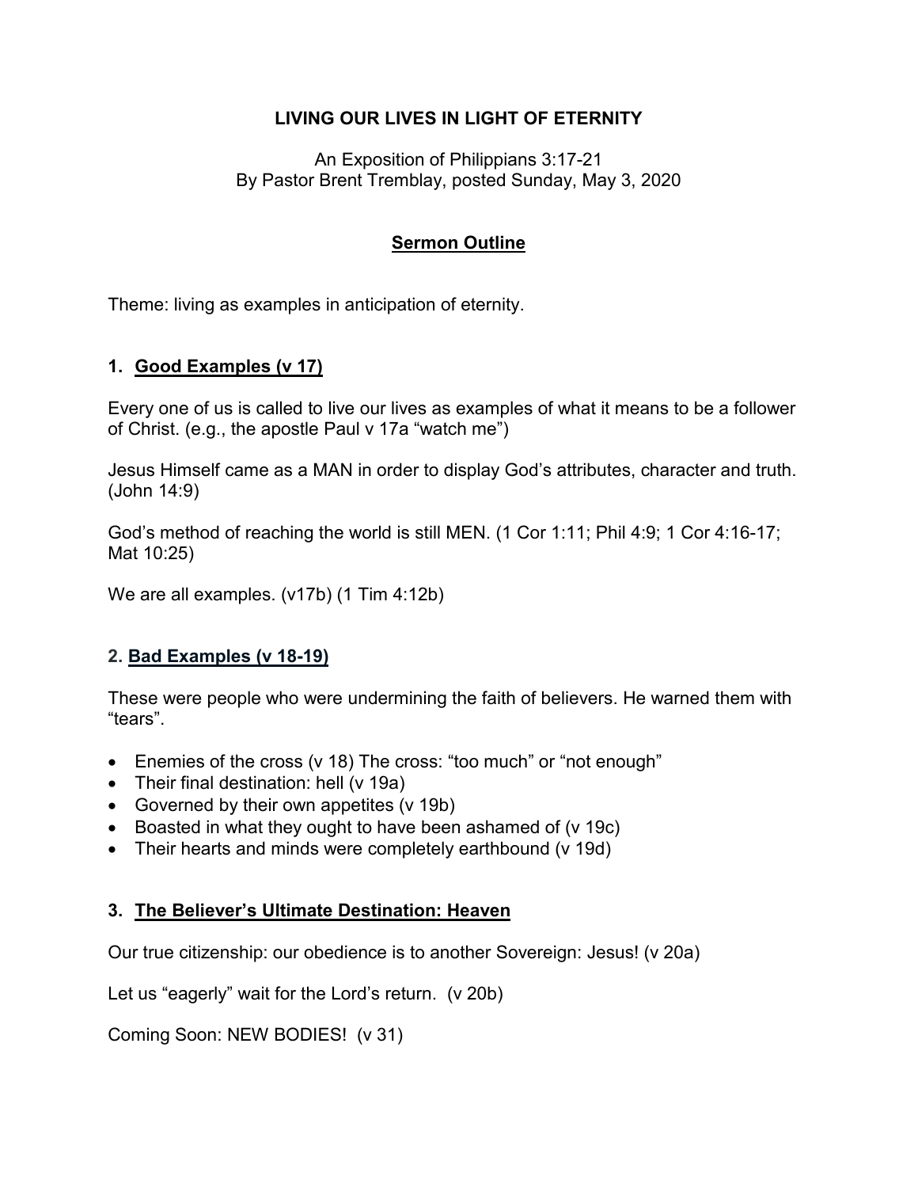# LIVING OUR LIVES IN LIGHT OF ETERNITY

An Exposition of Philippians 3:17-21
By Pastor Brent Tremblay, posted Sunday, May 3, 2020

## Sermon Outline

Theme: living as examples in anticipation of eternity.

### 1. Good Examples (v 17)

Every one of us is called to live our lives as examples of what it means to be a follower of Christ. (e.g., the apostle Paul v 17a "watch me")

Jesus Himself came as a MAN in order to display God's attributes, character and truth. (John 14:9)

God's method of reaching the world is still MEN. (1 Cor 1:11; Phil 4:9; 1 Cor 4:16-17; Mat 10:25)

We are all examples. (v17b) (1 Tim 4:12b)

### 2. Bad Examples (v 18-19)

These were people who were undermining the faith of believers. He warned them with "tears".

- Enemies of the cross (v 18) The cross: "too much" or "not enough"
- Their final destination: hell (v 19a)
- Governed by their own appetites (v 19b)
- Boasted in what they ought to have been ashamed of (v 19c)
- Their hearts and minds were completely earthbound (v 19d)

### 3. The Believer's Ultimate Destination: Heaven

Our true citizenship: our obedience is to another Sovereign: Jesus! (v 20a)

Let us "eagerly" wait for the Lord's return. (v 20b)

Coming Soon: NEW BODIES! (v 31)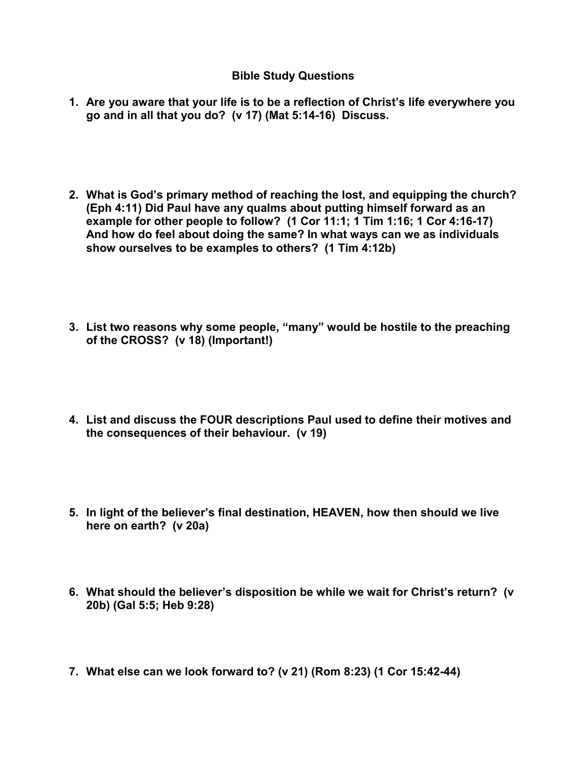## Bible Study Questions

1. **Are you aware that your life is to be a reflection of Christ's life everywhere you go and in all that you do? (v 17) (Mat 5:14-16) Discuss.**

2. **What is God's primary method of reaching the lost, and equipping the church? (Eph 4:11) Did Paul have any qualms about putting himself forward as an example for other people to follow? (1 Cor 11:1; 1 Tim 1:16; 1 Cor 4:16-17) And how do feel about doing the same? In what ways can we as individuals show ourselves to be examples to others? (1 Tim 4:12b)**

3. **List two reasons why some people, "many" would be hostile to the preaching of the CROSS? (v 18) (Important!)**

4. **List and discuss the FOUR descriptions Paul used to define their motives and the consequences of their behaviour. (v 19)**

5. **In light of the believer's final destination, HEAVEN, how then should we live here on earth? (v 20a)**

6. **What should the believer's disposition be while we wait for Christ's return? (v 20b) (Gal 5:5; Heb 9:28)**

7. **What else can we look forward to? (v 21) (Rom 8:23) (1 Cor 15:42-44)**